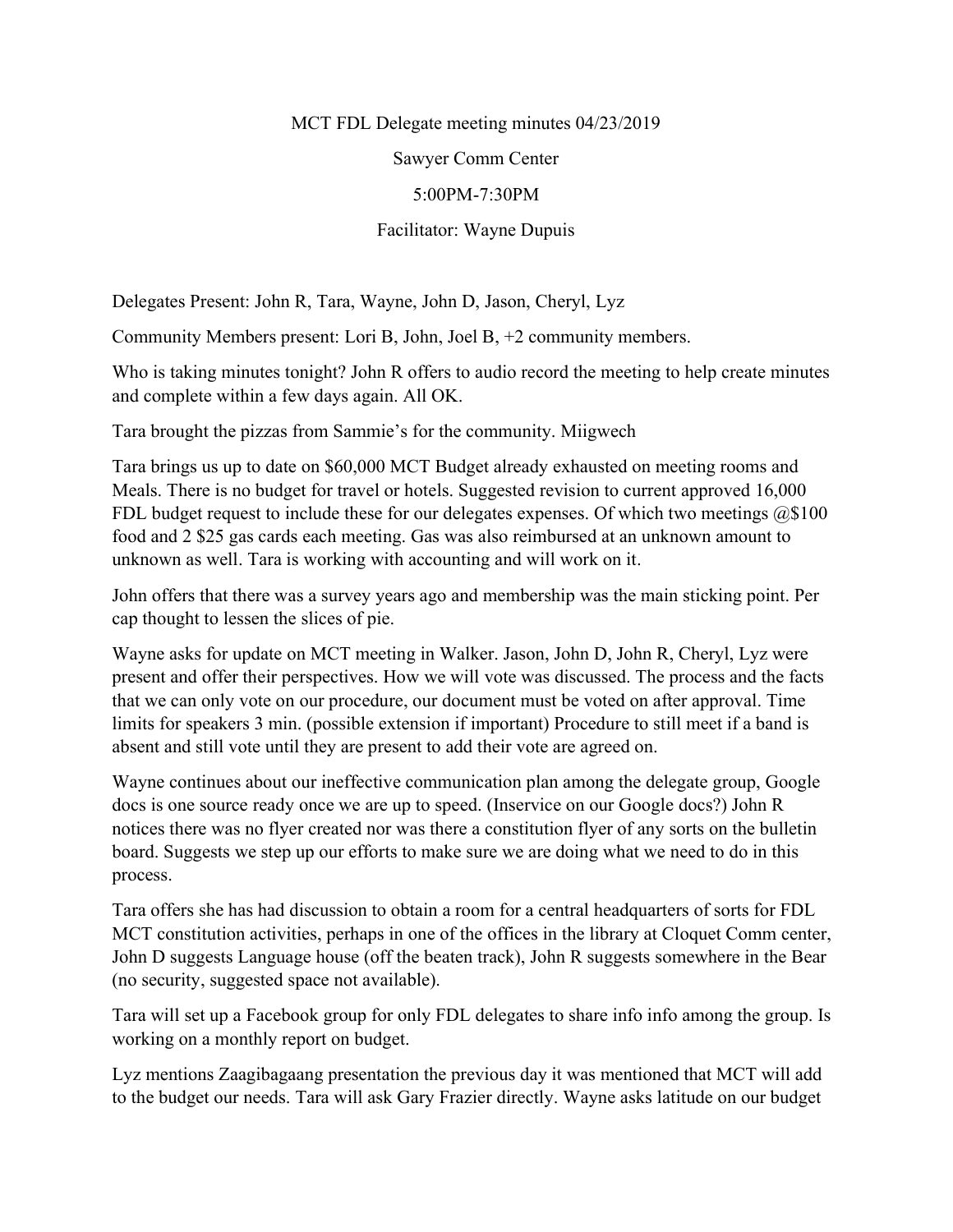MCT FDL Delegate meeting minutes 04/23/2019

Sawyer Comm Center

5:00PM-7:30PM

Facilitator: Wayne Dupuis

Delegates Present: John R, Tara, Wayne, John D, Jason, Cheryl, Lyz

Community Members present: Lori B, John, Joel B, +2 community members.

Who is taking minutes tonight? John R offers to audio record the meeting to help create minutes and complete within a few days again. All OK.

Tara brought the pizzas from Sammie's for the community. Miigwech

Tara brings us up to date on $60,000 MCT Budget already exhausted on meeting rooms and Meals. There is no budget for travel or hotels. Suggested revision to current approved 16,000 FDL budget request to include these for our delegates expenses. Of which two meetings @$100 food and 2 $25 gas cards each meeting. Gas was also reimbursed at an unknown amount to unknown as well. Tara is working with accounting and will work on it.

John offers that there was a survey years ago and membership was the main sticking point. Per cap thought to lessen the slices of pie.

Wayne asks for update on MCT meeting in Walker. Jason, John D, John R, Cheryl, Lyz were present and offer their perspectives. How we will vote was discussed. The process and the facts that we can only vote on our procedure, our document must be voted on after approval. Time limits for speakers 3 min. (possible extension if important) Procedure to still meet if a band is absent and still vote until they are present to add their vote are agreed on.

Wayne continues about our ineffective communication plan among the delegate group, Google docs is one source ready once we are up to speed. (Inservice on our Google docs?) John R notices there was no flyer created nor was there a constitution flyer of any sorts on the bulletin board. Suggests we step up our efforts to make sure we are doing what we need to do in this process.

Tara offers she has had discussion to obtain a room for a central headquarters of sorts for FDL MCT constitution activities, perhaps in one of the offices in the library at Cloquet Comm center, John D suggests Language house (off the beaten track), John R suggests somewhere in the Bear (no security, suggested space not available).

Tara will set up a Facebook group for only FDL delegates to share info info among the group. Is working on a monthly report on budget.

Lyz mentions Zaagibagaang presentation the previous day it was mentioned that MCT will add to the budget our needs. Tara will ask Gary Frazier directly. Wayne asks latitude on our budget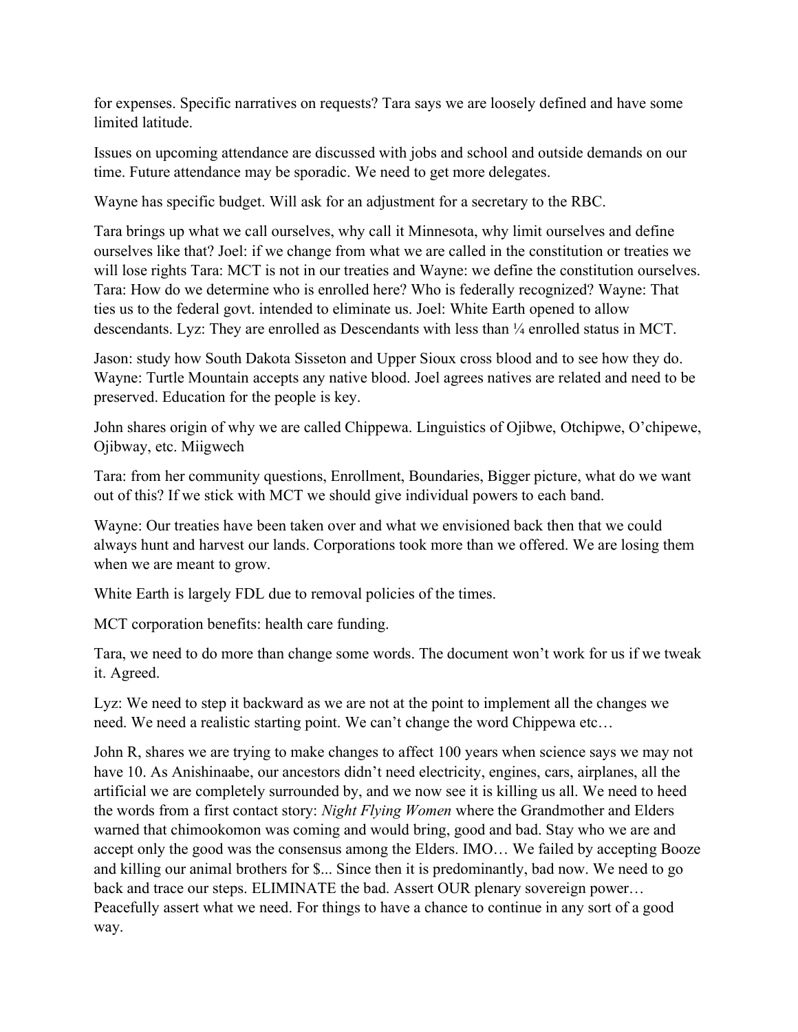for expenses. Specific narratives on requests? Tara says we are loosely defined and have some limited latitude.

Issues on upcoming attendance are discussed with jobs and school and outside demands on our time. Future attendance may be sporadic. We need to get more delegates.

Wayne has specific budget. Will ask for an adjustment for a secretary to the RBC.

Tara brings up what we call ourselves, why call it Minnesota, why limit ourselves and define ourselves like that? Joel: if we change from what we are called in the constitution or treaties we will lose rights Tara: MCT is not in our treaties and Wayne: we define the constitution ourselves. Tara: How do we determine who is enrolled here? Who is federally recognized? Wayne: That ties us to the federal govt. intended to eliminate us. Joel: White Earth opened to allow descendants. Lyz: They are enrolled as Descendants with less than ¼ enrolled status in MCT.

Jason: study how South Dakota Sisseton and Upper Sioux cross blood and to see how they do. Wayne: Turtle Mountain accepts any native blood. Joel agrees natives are related and need to be preserved. Education for the people is key.

John shares origin of why we are called Chippewa. Linguistics of Ojibwe, Otchipwe, O'chipewe, Ojibway, etc. Miigwech

Tara: from her community questions, Enrollment, Boundaries, Bigger picture, what do we want out of this? If we stick with MCT we should give individual powers to each band.

Wayne: Our treaties have been taken over and what we envisioned back then that we could always hunt and harvest our lands. Corporations took more than we offered. We are losing them when we are meant to grow.

White Earth is largely FDL due to removal policies of the times.

MCT corporation benefits: health care funding.

Tara, we need to do more than change some words. The document won't work for us if we tweak it. Agreed.

Lyz: We need to step it backward as we are not at the point to implement all the changes we need. We need a realistic starting point. We can't change the word Chippewa etc…

John R, shares we are trying to make changes to affect 100 years when science says we may not have 10. As Anishinaabe, our ancestors didn't need electricity, engines, cars, airplanes, all the artificial we are completely surrounded by, and we now see it is killing us all. We need to heed the words from a first contact story: *Night Flying Women* where the Grandmother and Elders warned that chimookomon was coming and would bring, good and bad. Stay who we are and accept only the good was the consensus among the Elders. IMO… We failed by accepting Booze and killing our animal brothers for $... Since then it is predominantly, bad now. We need to go back and trace our steps. ELIMINATE the bad. Assert OUR plenary sovereign power… Peacefully assert what we need. For things to have a chance to continue in any sort of a good way.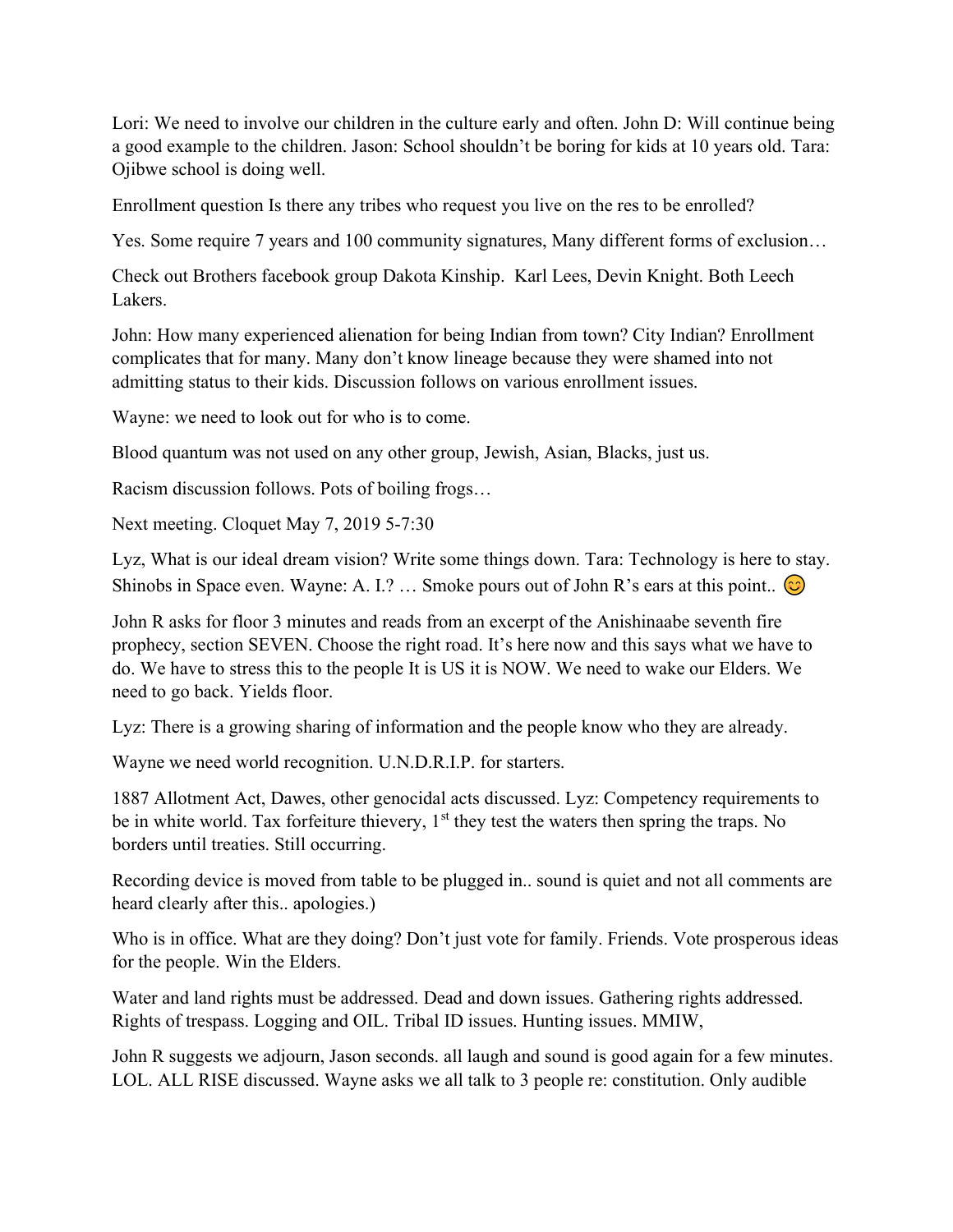Lori: We need to involve our children in the culture early and often. John D: Will continue being a good example to the children. Jason: School shouldn't be boring for kids at 10 years old. Tara: Ojibwe school is doing well.

Enrollment question Is there any tribes who request you live on the res to be enrolled?

Yes. Some require 7 years and 100 community signatures, Many different forms of exclusion…

Check out Brothers facebook group Dakota Kinship. Karl Lees, Devin Knight. Both Leech Lakers.

John: How many experienced alienation for being Indian from town? City Indian? Enrollment complicates that for many. Many don't know lineage because they were shamed into not admitting status to their kids. Discussion follows on various enrollment issues.

Wayne: we need to look out for who is to come.

Blood quantum was not used on any other group, Jewish, Asian, Blacks, just us.

Racism discussion follows. Pots of boiling frogs…

Next meeting. Cloquet May 7, 2019 5-7:30

Lyz, What is our ideal dream vision? Write some things down. Tara: Technology is here to stay. Shinobs in Space even. Wayne: A. I.? … Smoke pours out of John R's ears at this point.. 😊

John R asks for floor 3 minutes and reads from an excerpt of the Anishinaabe seventh fire prophecy, section SEVEN. Choose the right road. It's here now and this says what we have to do. We have to stress this to the people It is US it is NOW. We need to wake our Elders. We need to go back. Yields floor.

Lyz: There is a growing sharing of information and the people know who they are already.

Wayne we need world recognition. U.N.D.R.I.P. for starters.

1887 Allotment Act, Dawes, other genocidal acts discussed. Lyz: Competency requirements to be in white world. Tax forfeiture thievery, 1st they test the waters then spring the traps. No borders until treaties. Still occurring.

Recording device is moved from table to be plugged in.. sound is quiet and not all comments are heard clearly after this.. apologies.)

Who is in office. What are they doing? Don't just vote for family. Friends. Vote prosperous ideas for the people. Win the Elders.

Water and land rights must be addressed. Dead and down issues. Gathering rights addressed. Rights of trespass. Logging and OIL. Tribal ID issues. Hunting issues. MMIW,

John R suggests we adjourn, Jason seconds. all laugh and sound is good again for a few minutes. LOL. ALL RISE discussed. Wayne asks we all talk to 3 people re: constitution. Only audible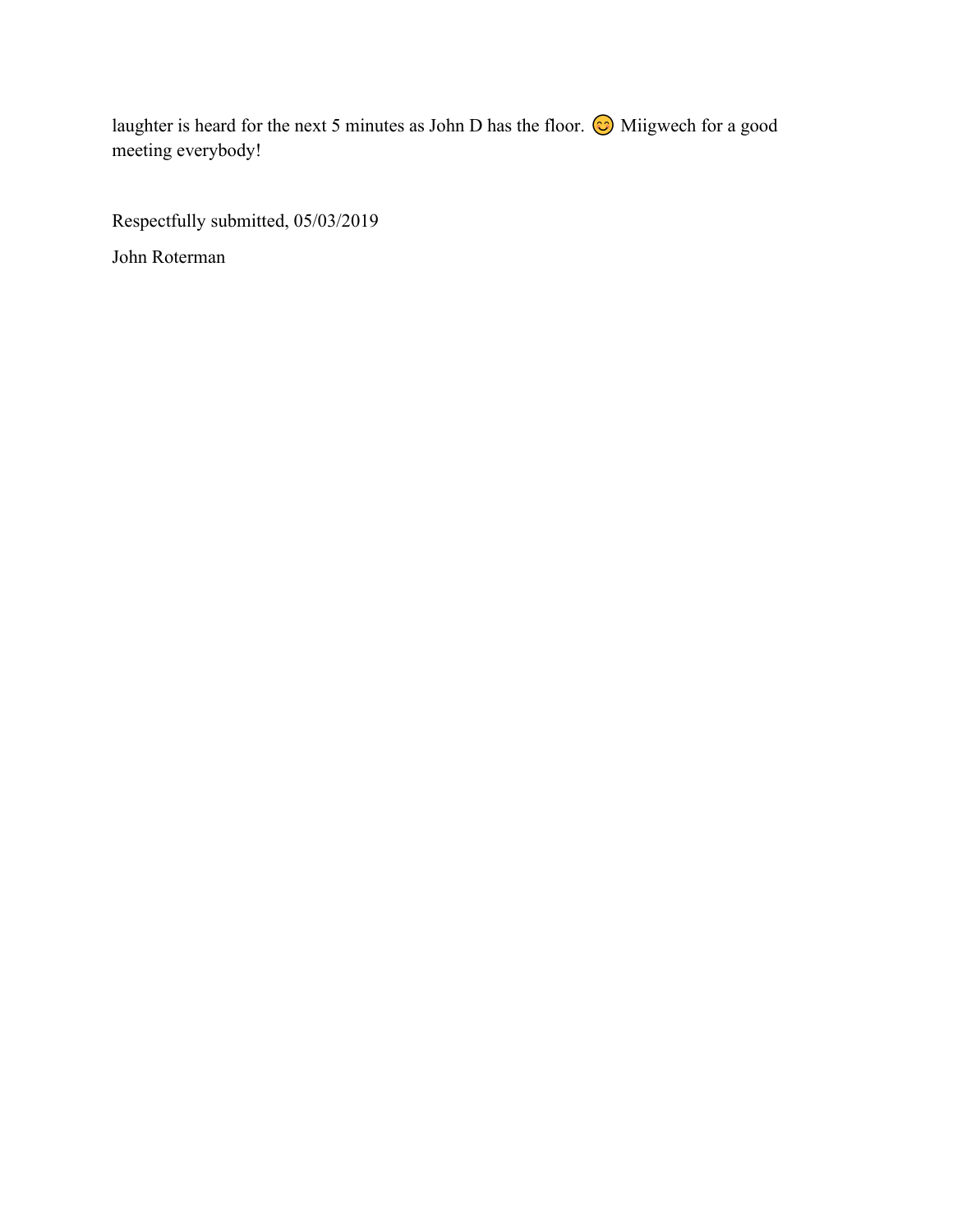laughter is heard for the next 5 minutes as John D has the floor. 😊 Miigwech for a good meeting everybody!

Respectfully submitted, 05/03/2019

John Roterman